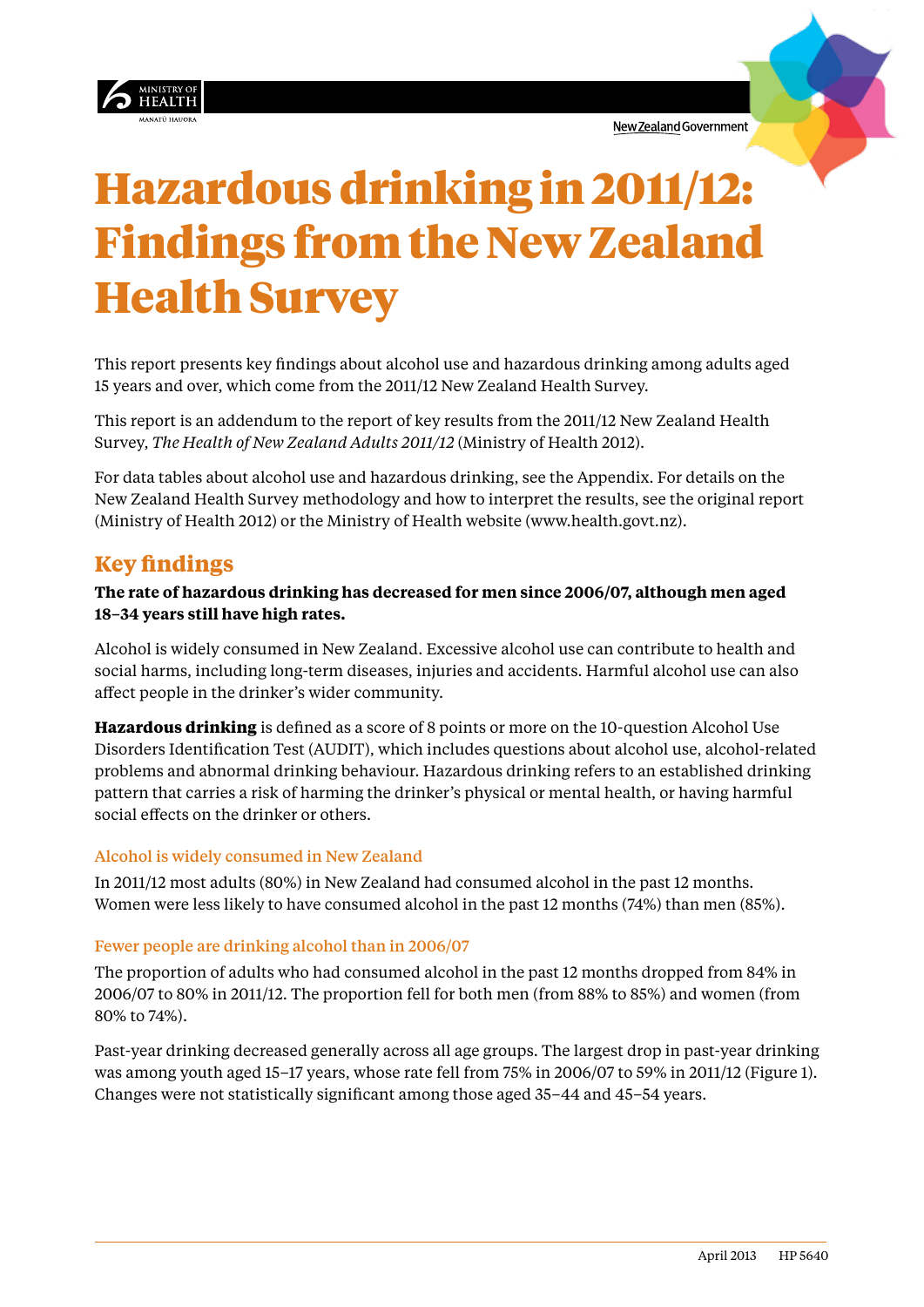# Hazardous drinking in 2011/12: Findings from the New Zealand Health Survey

This report presents key findings about alcohol use and hazardous drinking among adults aged 15 years and over, which come from the 2011/12 New Zealand Health Survey.

This report is an addendum to the report of key results from the 2011/12 New Zealand Health Survey, *The Health of New Zealand Adults 2011/12* (Ministry of Health 2012).

For data tables about alcohol use and hazardous drinking, see the Appendix. For details on the New Zealand Health Survey methodology and how to interpret the results, see the original report (Ministry of Health 2012) or the Ministry of Health website (www.health.govt.nz).

## Key findings

**The rate of hazardous drinking has decreased for men since 2006/07, although men aged 18–34 years still have high rates.**

Alcohol is widely consumed in New Zealand. Excessive alcohol use can contribute to health and social harms, including long-term diseases, injuries and accidents. Harmful alcohol use can also affect people in the drinker's wider community.

**Hazardous drinking** is defined as a score of 8 points or more on the 10-question Alcohol Use Disorders Identification Test (AUDIT), which includes questions about alcohol use, alcohol-related problems and abnormal drinking behaviour. Hazardous drinking refers to an established drinking pattern that carries a risk of harming the drinker's physical or mental health, or having harmful social effects on the drinker or others.

### Alcohol is widely consumed in New Zealand

In 2011/12 most adults (80%) in New Zealand had consumed alcohol in the past 12 months. Women were less likely to have consumed alcohol in the past 12 months (74%) than men (85%).

### Fewer people are drinking alcohol than in 2006/07

The proportion of adults who had consumed alcohol in the past 12 months dropped from 84% in 2006/07 to 80% in 2011/12. The proportion fell for both men (from 88% to 85%) and women (from 80% to 74%).

Past-year drinking decreased generally across all age groups. The largest drop in past-year drinking was among youth aged 15–17 years, whose rate fell from 75% in 2006/07 to 59% in 2011/12 (Figure 1). Changes were not statistically significant among those aged 35–44 and 45–54 years.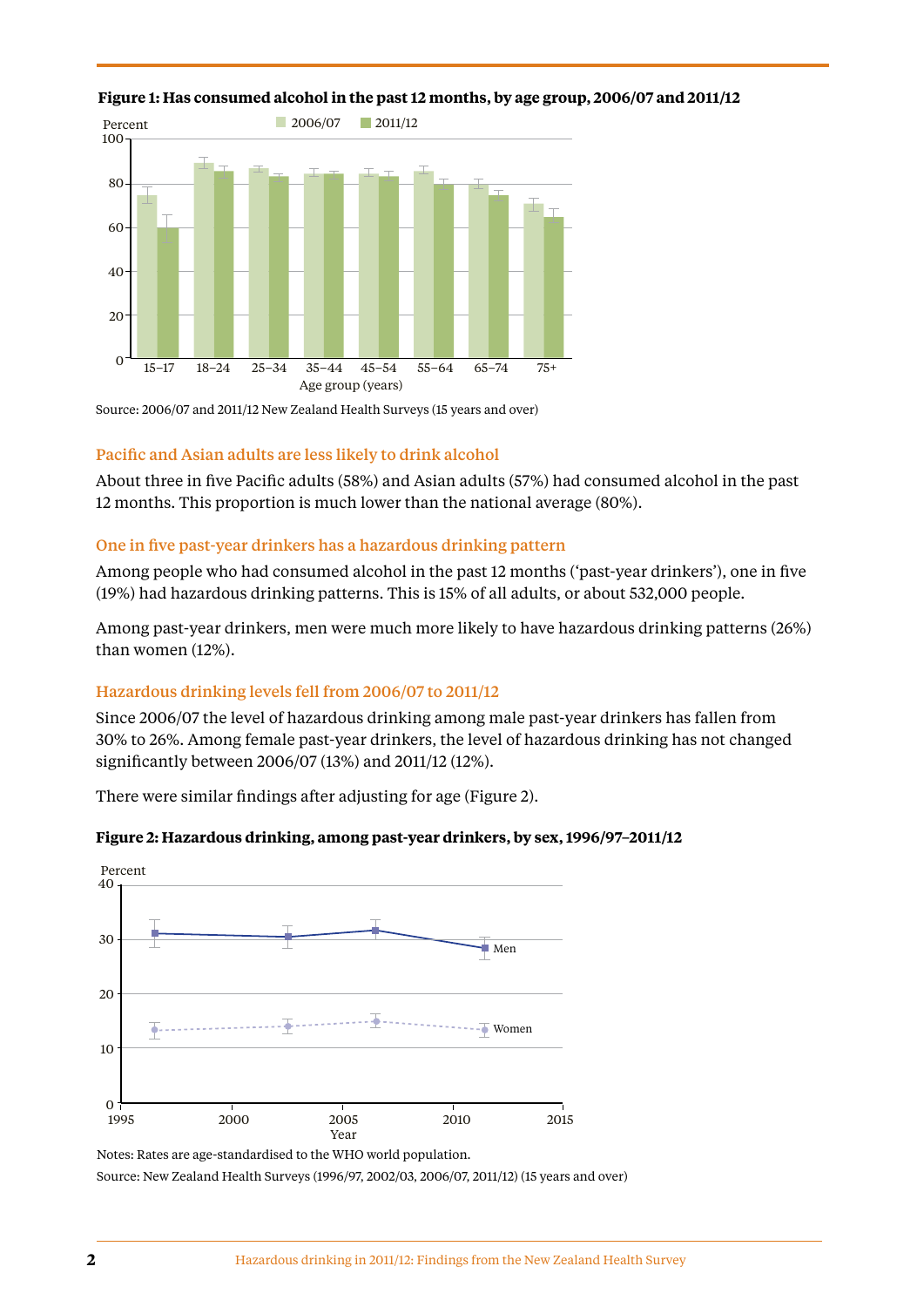**Figure 1: Has consumed alcohol in the past 12 months, by age group, 2006/07 and 2011/12**

Source: 2006/07 and 2011/12 New Zealand Health Surveys (15 years and over)

### Pacific and Asian adults are less likely to drink alcohol

About three in five Pacific adults (58%) and Asian adults (57%) had consumed alcohol in the past 12 months. This proportion is much lower than the national average (80%).

### One in five past-year drinkers has a hazardous drinking pattern

Among people who had consumed alcohol in the past 12 months ('past-year drinkers'), one in five (19%) had hazardous drinking patterns. This is 15% of all adults, or about 532,000 people.

Among past-year drinkers, men were much more likely to have hazardous drinking patterns (26%) than women (12%).

### Hazardous drinking levels fell from 2006/07 to 2011/12

Since 2006/07 the level of hazardous drinking among male past-year drinkers has fallen from 30% to 26%. Among female past-year drinkers, the level of hazardous drinking has not changed significantly between 2006/07 (13%) and 2011/12 (12%).

There were similar findings after adjusting for age (Figure 2).

**Figure 2: Hazardous drinking, among past-year drinkers, by sex, 1996/97–2011/12**

Notes: Rates are age-standardised to the WHO world population.

Source: New Zealand Health Surveys (1996/97, 2002/03, 2006/07, 2011/12) (15 years and over)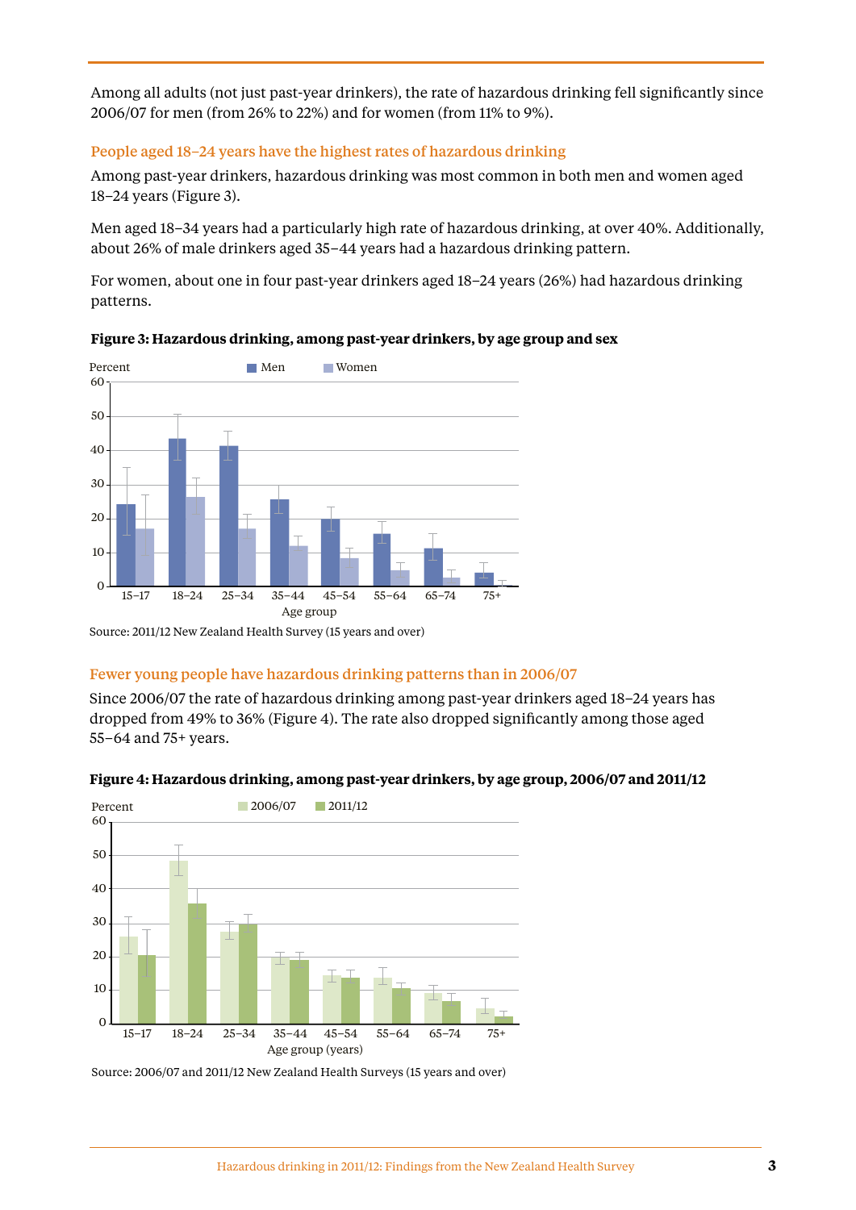Among all adults (not just past-year drinkers), the rate of hazardous drinking fell significantly since 2006/07 for men (from 26% to 22%) and for women (from 11% to 9%).

## People aged 18–24 years have the highest rates of hazardous drinking

Among past-year drinkers, hazardous drinking was most common in both men and women aged 18–24 years (Figure 3).

Men aged 18–34 years had a particularly high rate of hazardous drinking, at over 40%. Additionally, about 26% of male drinkers aged 35–44 years had a hazardous drinking pattern.

For women, about one in four past-year drinkers aged 18–24 years (26%) had hazardous drinking patterns.

**Figure 3: Hazardous drinking, among past-year drinkers, by age group and sex**

Source: 2011/12 New Zealand Health Survey (15 years and over)

## Fewer young people have hazardous drinking patterns than in 2006/07

Since 2006/07 the rate of hazardous drinking among past-year drinkers aged 18–24 years has dropped from 49% to 36% (Figure 4). The rate also dropped significantly among those aged 55–64 and 75+ years.

**Figure 4: Hazardous drinking, among past-year drinkers, by age group, 2006/07 and 2011/12**

Source: 2006/07 and 2011/12 New Zealand Health Surveys (15 years and over)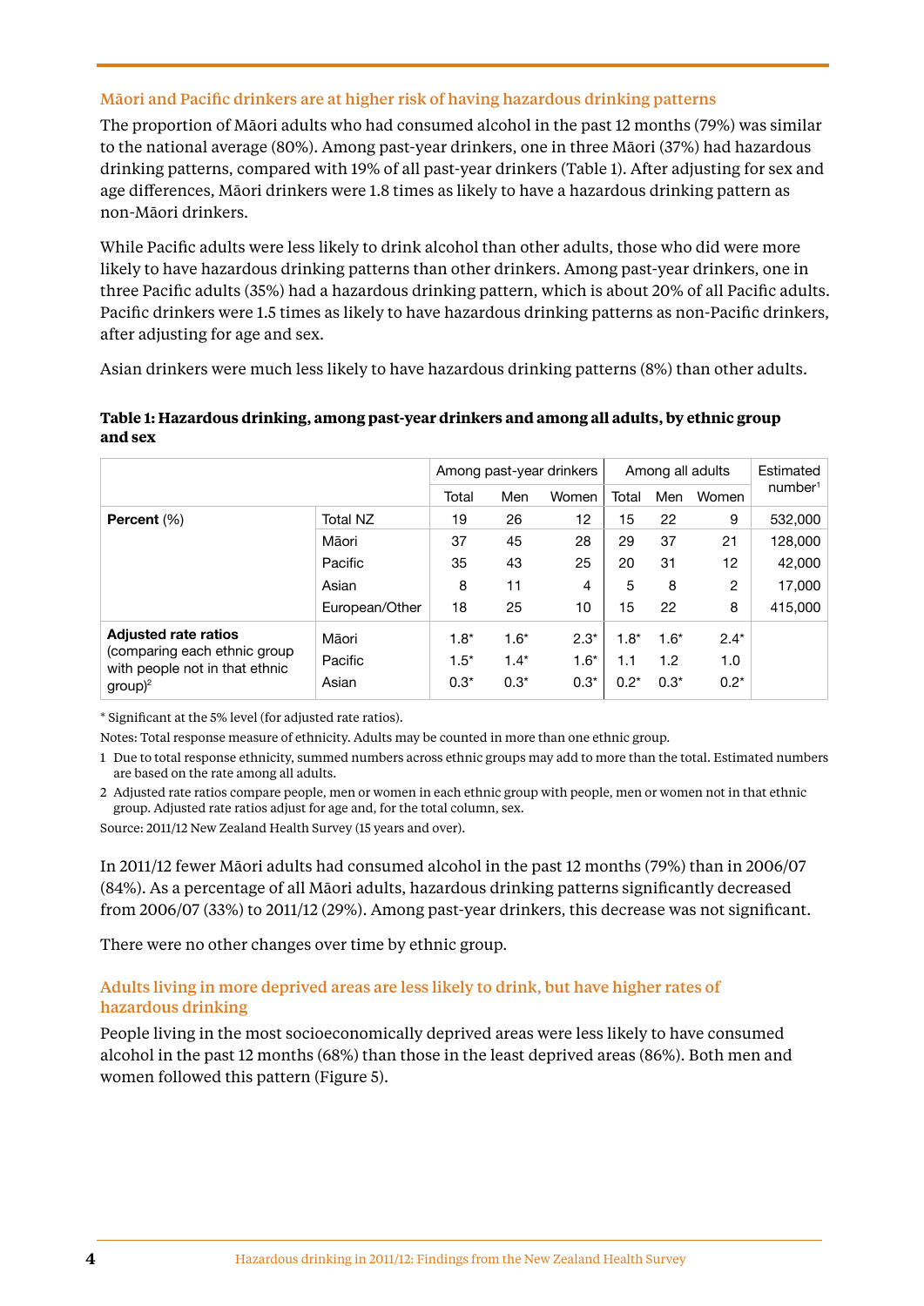### Māori and Pacific drinkers are at higher risk of having hazardous drinking patterns

The proportion of Māori adults who had consumed alcohol in the past 12 months (79%) was similar to the national average (80%). Among past-year drinkers, one in three Māori (37%) had hazardous drinking patterns, compared with 19% of all past-year drinkers (Table 1). After adjusting for sex and age differences, Māori drinkers were 1.8 times as likely to have a hazardous drinking pattern as non-Māori drinkers.

While Pacific adults were less likely to drink alcohol than other adults, those who did were more likely to have hazardous drinking patterns than other drinkers. Among past-year drinkers, one in three Pacific adults (35%) had a hazardous drinking pattern, which is about 20% of all Pacific adults. Pacific drinkers were 1.5 times as likely to have hazardous drinking patterns as non-Pacific drinkers, after adjusting for age and sex.

Asian drinkers were much less likely to have hazardous drinking patterns (8%) than other adults.

**Table 1: Hazardous drinking, among past-year drinkers and among all adults, by ethnic group and sex**

| | | Among past-year drinkers | | | Among all adults | | | Estimated number[1] |
|---|---|---|---|---|---|---|---|---|
| | | Total | Men | Women | Total | Men | Women | |
| **Percent** (%) | Total NZ | 19 | 26 | 12 | 15 | 22 | 9 | 532,000 |
| | Māori | 37 | 45 | 28 | 29 | 37 | 21 | 128,000 |
| | Pacific | 35 | 43 | 25 | 20 | 31 | 12 | 42,000 |
| | Asian | 8 | 11 | 4 | 5 | 8 | 2 | 17,000 |
| | European/Other | 18 | 25 | 10 | 15 | 22 | 8 | 415,000 |
| **Adjusted rate ratios** (comparing each ethnic group with people not in that ethnic group)[2] | Māori | 1.8* | 1.6* | 2.3* | 1.8* | 1.6* | 2.4* | |
| | Pacific | 1.5* | 1.4* | 1.6* | 1.1 | 1.2 | 1.0 | |
| | Asian | 0.3* | 0.3* | 0.3* | 0.2* | 0.3* | 0.2* | |

\* Significant at the 5% level (for adjusted rate ratios).

Notes: Total response measure of ethnicity. Adults may be counted in more than one ethnic group.

1 Due to total response ethnicity, summed numbers across ethnic groups may add to more than the total. Estimated numbers are based on the rate among all adults.

2 Adjusted rate ratios compare people, men or women in each ethnic group with people, men or women not in that ethnic group. Adjusted rate ratios adjust for age and, for the total column, sex.

Source: 2011/12 New Zealand Health Survey (15 years and over).

In 2011/12 fewer Māori adults had consumed alcohol in the past 12 months (79%) than in 2006/07 (84%). As a percentage of all Māori adults, hazardous drinking patterns significantly decreased from 2006/07 (33%) to 2011/12 (29%). Among past-year drinkers, this decrease was not significant.

There were no other changes over time by ethnic group.

### Adults living in more deprived areas are less likely to drink, but have higher rates of hazardous drinking

People living in the most socioeconomically deprived areas were less likely to have consumed alcohol in the past 12 months (68%) than those in the least deprived areas (86%). Both men and women followed this pattern (Figure 5).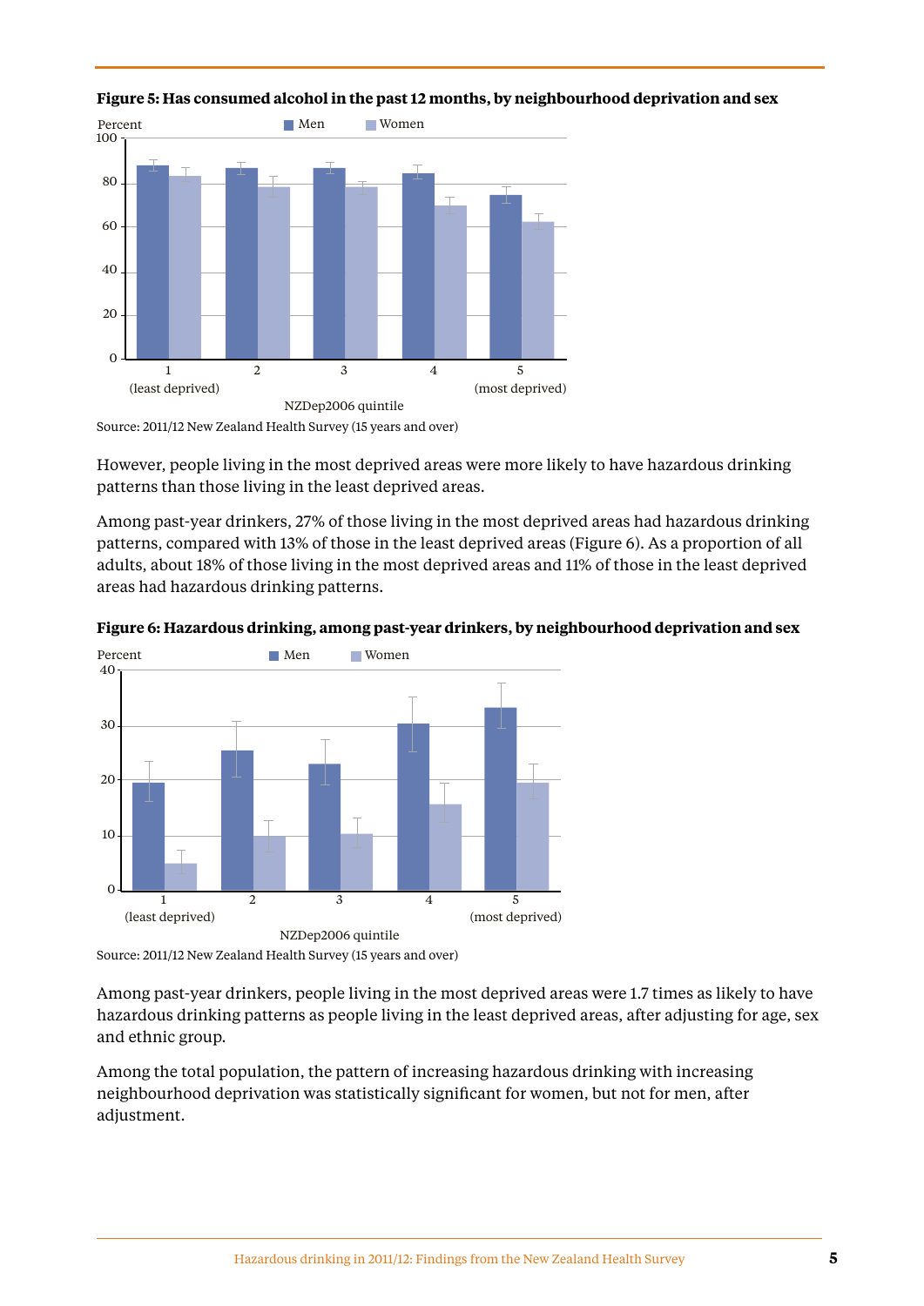**Figure 5: Has consumed alcohol in the past 12 months, by neighbourhood deprivation and sex**

Source: 2011/12 New Zealand Health Survey (15 years and over)

However, people living in the most deprived areas were more likely to have hazardous drinking patterns than those living in the least deprived areas.

Among past-year drinkers, 27% of those living in the most deprived areas had hazardous drinking patterns, compared with 13% of those in the least deprived areas (Figure 6). As a proportion of all adults, about 18% of those living in the most deprived areas and 11% of those in the least deprived areas had hazardous drinking patterns.

**Figure 6: Hazardous drinking, among past-year drinkers, by neighbourhood deprivation and sex**

Source: 2011/12 New Zealand Health Survey (15 years and over)

Among past-year drinkers, people living in the most deprived areas were 1.7 times as likely to have hazardous drinking patterns as people living in the least deprived areas, after adjusting for age, sex and ethnic group.

Among the total population, the pattern of increasing hazardous drinking with increasing neighbourhood deprivation was statistically significant for women, but not for men, after adjustment.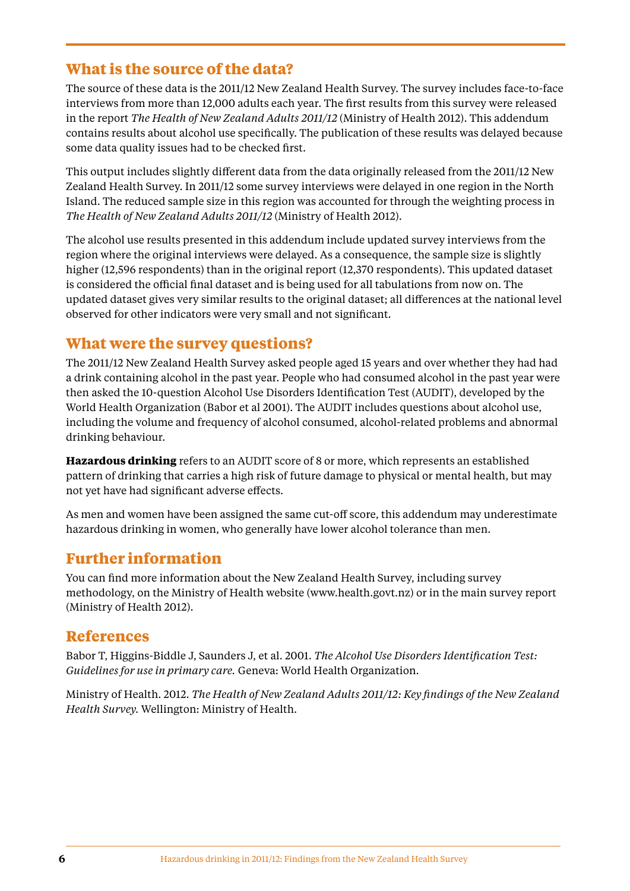## What is the source of the data?

The source of these data is the 2011/12 New Zealand Health Survey. The survey includes face-to-face interviews from more than 12,000 adults each year. The first results from this survey were released in the report *The Health of New Zealand Adults 2011/12* (Ministry of Health 2012). This addendum contains results about alcohol use specifically. The publication of these results was delayed because some data quality issues had to be checked first.

This output includes slightly different data from the data originally released from the 2011/12 New Zealand Health Survey. In 2011/12 some survey interviews were delayed in one region in the North Island. The reduced sample size in this region was accounted for through the weighting process in *The Health of New Zealand Adults 2011/12* (Ministry of Health 2012).

The alcohol use results presented in this addendum include updated survey interviews from the region where the original interviews were delayed. As a consequence, the sample size is slightly higher (12,596 respondents) than in the original report (12,370 respondents). This updated dataset is considered the official final dataset and is being used for all tabulations from now on. The updated dataset gives very similar results to the original dataset; all differences at the national level observed for other indicators were very small and not significant.

## What were the survey questions?

The 2011/12 New Zealand Health Survey asked people aged 15 years and over whether they had had a drink containing alcohol in the past year. People who had consumed alcohol in the past year were then asked the 10-question Alcohol Use Disorders Identification Test (AUDIT), developed by the World Health Organization (Babor et al 2001). The AUDIT includes questions about alcohol use, including the volume and frequency of alcohol consumed, alcohol-related problems and abnormal drinking behaviour.

**Hazardous drinking** refers to an AUDIT score of 8 or more, which represents an established pattern of drinking that carries a high risk of future damage to physical or mental health, but may not yet have had significant adverse effects.

As men and women have been assigned the same cut-off score, this addendum may underestimate hazardous drinking in women, who generally have lower alcohol tolerance than men.

## Further information

You can find more information about the New Zealand Health Survey, including survey methodology, on the Ministry of Health website (www.health.govt.nz) or in the main survey report (Ministry of Health 2012).

## References

Babor T, Higgins-Biddle J, Saunders J, et al. 2001. *The Alcohol Use Disorders Identification Test: Guidelines for use in primary care.* Geneva: World Health Organization.

Ministry of Health. 2012. *The Health of New Zealand Adults 2011/12: Key findings of the New Zealand Health Survey.* Wellington: Ministry of Health.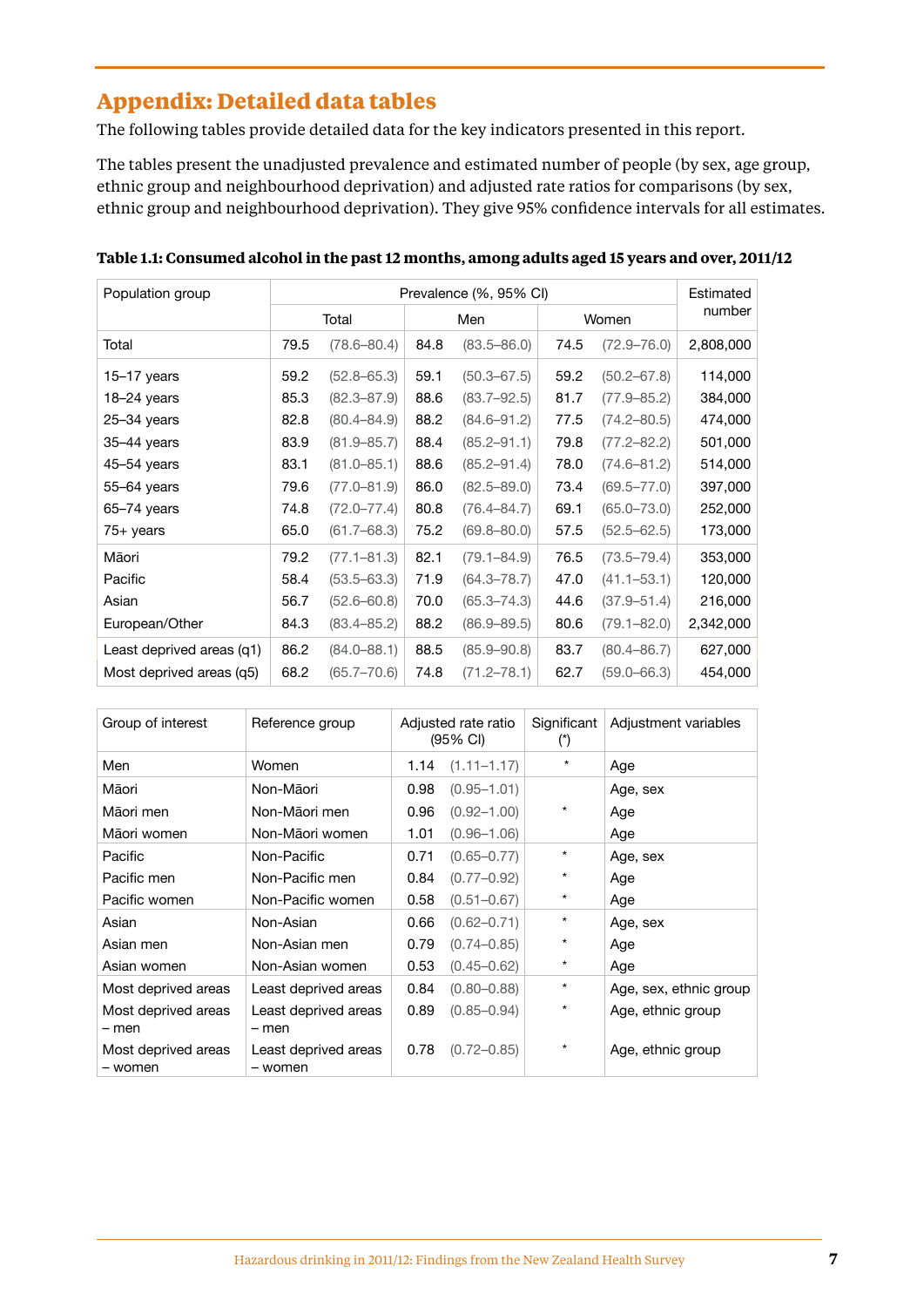# Appendix: Detailed data tables

The following tables provide detailed data for the key indicators presented in this report.

The tables present the unadjusted prevalence and estimated number of people (by sex, age group, ethnic group and neighbourhood deprivation) and adjusted rate ratios for comparisons (by sex, ethnic group and neighbourhood deprivation). They give 95% confidence intervals for all estimates.

**Table 1.1: Consumed alcohol in the past 12 months, among adults aged 15 years and over, 2011/12**

| Population group | Prevalence (%, 95% CI) | | | | | | Estimated number |
|---|---|---|---|---|---|---|---|
| | Total | | Men | | Women | | |
| Total | 79.5 | (78.6–80.4) | 84.8 | (83.5–86.0) | 74.5 | (72.9–76.0) | 2,808,000 |
| 15–17 years | 59.2 | (52.8–65.3) | 59.1 | (50.3–67.5) | 59.2 | (50.2–67.8) | 114,000 |
| 18–24 years | 85.3 | (82.3–87.9) | 88.6 | (83.7–92.5) | 81.7 | (77.9–85.2) | 384,000 |
| 25–34 years | 82.8 | (80.4–84.9) | 88.2 | (84.6–91.2) | 77.5 | (74.2–80.5) | 474,000 |
| 35–44 years | 83.9 | (81.9–85.7) | 88.4 | (85.2–91.1) | 79.8 | (77.2–82.2) | 501,000 |
| 45–54 years | 83.1 | (81.0–85.1) | 88.6 | (85.2–91.4) | 78.0 | (74.6–81.2) | 514,000 |
| 55–64 years | 79.6 | (77.0–81.9) | 86.0 | (82.5–89.0) | 73.4 | (69.5–77.0) | 397,000 |
| 65–74 years | 74.8 | (72.0–77.4) | 80.8 | (76.4–84.7) | 69.1 | (65.0–73.0) | 252,000 |
| 75+ years | 65.0 | (61.7–68.3) | 75.2 | (69.8–80.0) | 57.5 | (52.5–62.5) | 173,000 |
| Māori | 79.2 | (77.1–81.3) | 82.1 | (79.1–84.9) | 76.5 | (73.5–79.4) | 353,000 |
| Pacific | 58.4 | (53.5–63.3) | 71.9 | (64.3–78.7) | 47.0 | (41.1–53.1) | 120,000 |
| Asian | 56.7 | (52.6–60.8) | 70.0 | (65.3–74.3) | 44.6 | (37.9–51.4) | 216,000 |
| European/Other | 84.3 | (83.4–85.2) | 88.2 | (86.9–89.5) | 80.6 | (79.1–82.0) | 2,342,000 |
| Least deprived areas (q1) | 86.2 | (84.0–88.1) | 88.5 | (85.9–90.8) | 83.7 | (80.4–86.7) | 627,000 |
| Most deprived areas (q5) | 68.2 | (65.7–70.6) | 74.8 | (71.2–78.1) | 62.7 | (59.0–66.3) | 454,000 |

| Group of interest | Reference group | Adjusted rate ratio (95% CI) | | Significant (*) | Adjustment variables |
|---|---|---|---|---|---|
| Men | Women | 1.14 | (1.11–1.17) | * | Age |
| Māori | Non-Māori | 0.98 | (0.95–1.01) | | Age, sex |
| Māori men | Non-Māori men | 0.96 | (0.92–1.00) | * | Age |
| Māori women | Non-Māori women | 1.01 | (0.96–1.06) | | Age |
| Pacific | Non-Pacific | 0.71 | (0.65–0.77) | * | Age, sex |
| Pacific men | Non-Pacific men | 0.84 | (0.77–0.92) | * | Age |
| Pacific women | Non-Pacific women | 0.58 | (0.51–0.67) | * | Age |
| Asian | Non-Asian | 0.66 | (0.62–0.71) | * | Age, sex |
| Asian men | Non-Asian men | 0.79 | (0.74–0.85) | * | Age |
| Asian women | Non-Asian women | 0.53 | (0.45–0.62) | * | Age |
| Most deprived areas | Least deprived areas | 0.84 | (0.80–0.88) | * | Age, sex, ethnic group |
| Most deprived areas – men | Least deprived areas – men | 0.89 | (0.85–0.94) | * | Age, ethnic group |
| Most deprived areas – women | Least deprived areas – women | 0.78 | (0.72–0.85) | * | Age, ethnic group |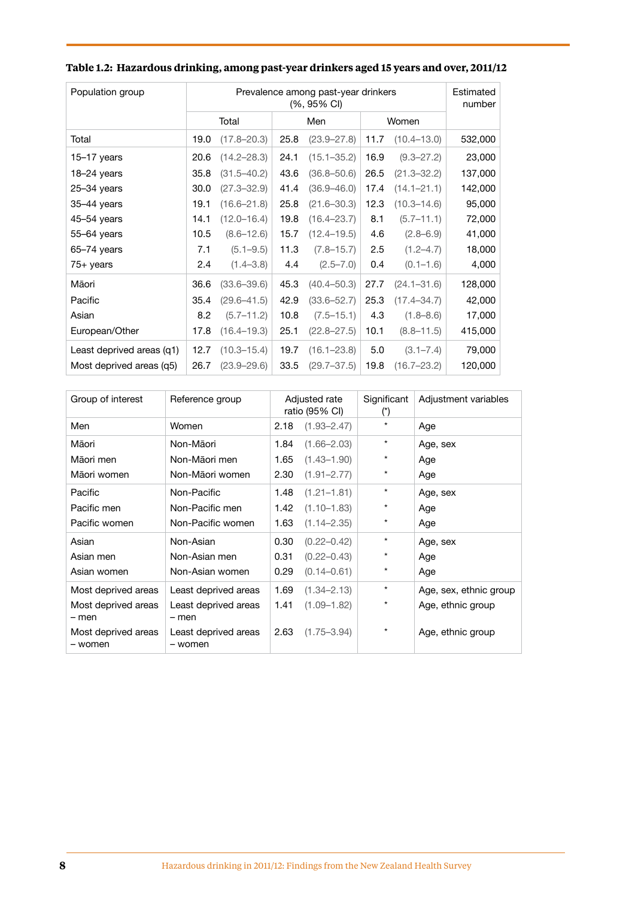**Table 1.2: Hazardous drinking, among past-year drinkers aged 15 years and over, 2011/12**

| Population group | Prevalence among past-year drinkers (%, 95% CI) | | | | | | Estimated number |
|---|---|---|---|---|---|---|---|
| | Total | | Men | | Women | | |
| Total | 19.0 | (17.8–20.3) | 25.8 | (23.9–27.8) | 11.7 | (10.4–13.0) | 532,000 |
| 15–17 years | 20.6 | (14.2–28.3) | 24.1 | (15.1–35.2) | 16.9 | (9.3–27.2) | 23,000 |
| 18–24 years | 35.8 | (31.5–40.2) | 43.6 | (36.8–50.6) | 26.5 | (21.3–32.2) | 137,000 |
| 25–34 years | 30.0 | (27.3–32.9) | 41.4 | (36.9–46.0) | 17.4 | (14.1–21.1) | 142,000 |
| 35–44 years | 19.1 | (16.6–21.8) | 25.8 | (21.6–30.3) | 12.3 | (10.3–14.6) | 95,000 |
| 45–54 years | 14.1 | (12.0–16.4) | 19.8 | (16.4–23.7) | 8.1 | (5.7–11.1) | 72,000 |
| 55–64 years | 10.5 | (8.6–12.6) | 15.7 | (12.4–19.5) | 4.6 | (2.8–6.9) | 41,000 |
| 65–74 years | 7.1 | (5.1–9.5) | 11.3 | (7.8–15.7) | 2.5 | (1.2–4.7) | 18,000 |
| 75+ years | 2.4 | (1.4–3.8) | 4.4 | (2.5–7.0) | 0.4 | (0.1–1.6) | 4,000 |
| Māori | 36.6 | (33.6–39.6) | 45.3 | (40.4–50.3) | 27.7 | (24.1–31.6) | 128,000 |
| Pacific | 35.4 | (29.6–41.5) | 42.9 | (33.6–52.7) | 25.3 | (17.4–34.7) | 42,000 |
| Asian | 8.2 | (5.7–11.2) | 10.8 | (7.5–15.1) | 4.3 | (1.8–8.6) | 17,000 |
| European/Other | 17.8 | (16.4–19.3) | 25.1 | (22.8–27.5) | 10.1 | (8.8–11.5) | 415,000 |
| Least deprived areas (q1) | 12.7 | (10.3–15.4) | 19.7 | (16.1–23.8) | 5.0 | (3.1–7.4) | 79,000 |
| Most deprived areas (q5) | 26.7 | (23.9–29.6) | 33.5 | (29.7–37.5) | 19.8 | (16.7–23.2) | 120,000 |

| Group of interest | Reference group | Adjusted rate ratio (95% CI) | | Significant (*) | Adjustment variables |
|---|---|---|---|---|---|
| Men | Women | 2.18 | (1.93–2.47) | * | Age |
| Māori | Non-Māori | 1.84 | (1.66–2.03) | * | Age, sex |
| Māori men | Non-Māori men | 1.65 | (1.43–1.90) | * | Age |
| Māori women | Non-Māori women | 2.30 | (1.91–2.77) | * | Age |
| Pacific | Non-Pacific | 1.48 | (1.21–1.81) | * | Age, sex |
| Pacific men | Non-Pacific men | 1.42 | (1.10–1.83) | * | Age |
| Pacific women | Non-Pacific women | 1.63 | (1.14–2.35) | * | Age |
| Asian | Non-Asian | 0.30 | (0.22–0.42) | * | Age, sex |
| Asian men | Non-Asian men | 0.31 | (0.22–0.43) | * | Age |
| Asian women | Non-Asian women | 0.29 | (0.14–0.61) | * | Age |
| Most deprived areas | Least deprived areas | 1.69 | (1.34–2.13) | * | Age, sex, ethnic group |
| Most deprived areas – men | Least deprived areas – men | 1.41 | (1.09–1.82) | * | Age, ethnic group |
| Most deprived areas – women | Least deprived areas – women | 2.63 | (1.75–3.94) | * | Age, ethnic group |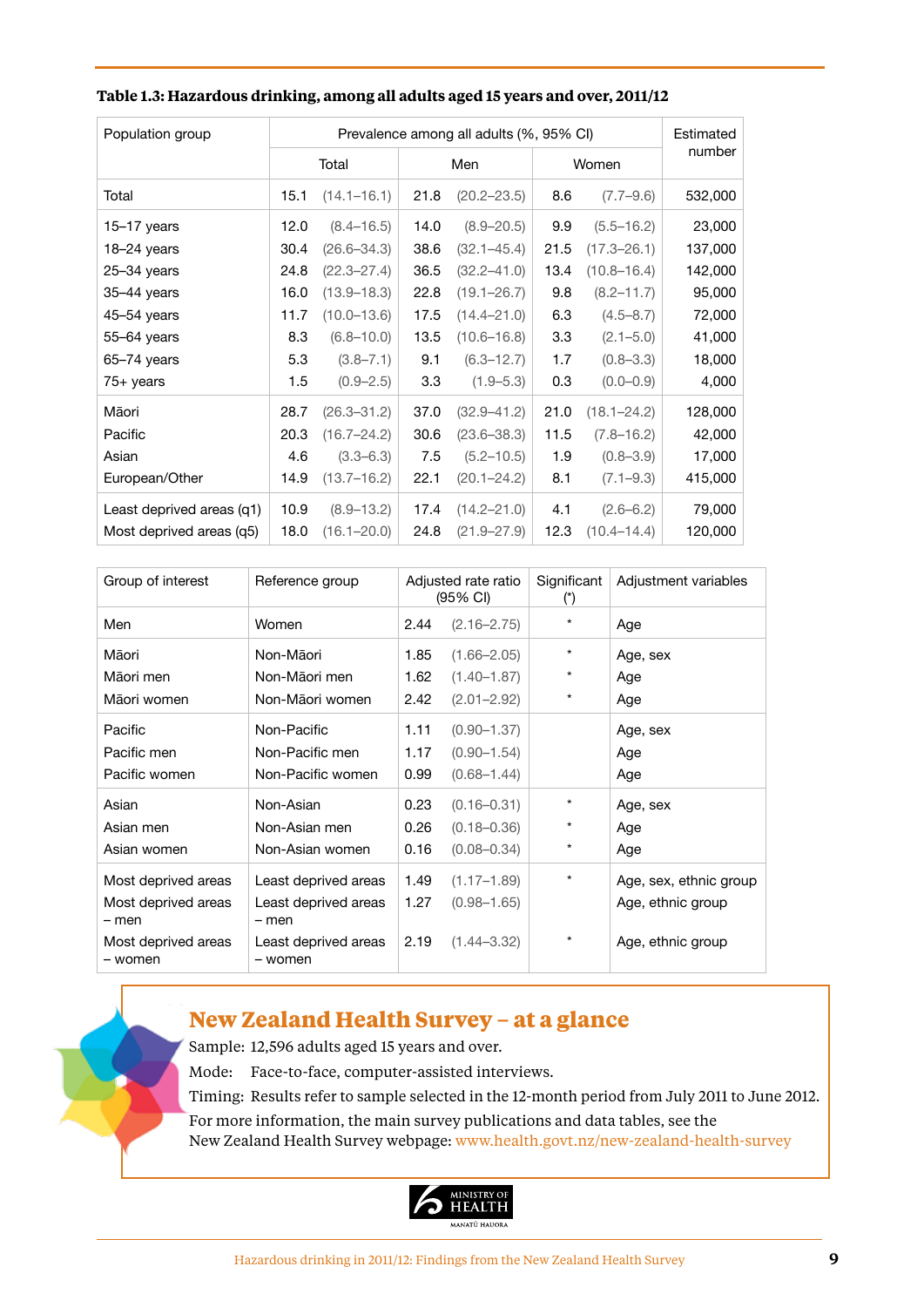**Table 1.3: Hazardous drinking, among all adults aged 15 years and over, 2011/12**

| Population group | Prevalence among all adults (%, 95% CI) | | | | | | Estimated number |
|---|---|---|---|---|---|---|---|
| | Total | | Men | | Women | | |
| Total | 15.1 | (14.1–16.1) | 21.8 | (20.2–23.5) | 8.6 | (7.7–9.6) | 532,000 |
| 15–17 years | 12.0 | (8.4–16.5) | 14.0 | (8.9–20.5) | 9.9 | (5.5–16.2) | 23,000 |
| 18–24 years | 30.4 | (26.6–34.3) | 38.6 | (32.1–45.4) | 21.5 | (17.3–26.1) | 137,000 |
| 25–34 years | 24.8 | (22.3–27.4) | 36.5 | (32.2–41.0) | 13.4 | (10.8–16.4) | 142,000 |
| 35–44 years | 16.0 | (13.9–18.3) | 22.8 | (19.1–26.7) | 9.8 | (8.2–11.7) | 95,000 |
| 45–54 years | 11.7 | (10.0–13.6) | 17.5 | (14.4–21.0) | 6.3 | (4.5–8.7) | 72,000 |
| 55–64 years | 8.3 | (6.8–10.0) | 13.5 | (10.6–16.8) | 3.3 | (2.1–5.0) | 41,000 |
| 65–74 years | 5.3 | (3.8–7.1) | 9.1 | (6.3–12.7) | 1.7 | (0.8–3.3) | 18,000 |
| 75+ years | 1.5 | (0.9–2.5) | 3.3 | (1.9–5.3) | 0.3 | (0.0–0.9) | 4,000 |
| Māori | 28.7 | (26.3–31.2) | 37.0 | (32.9–41.2) | 21.0 | (18.1–24.2) | 128,000 |
| Pacific | 20.3 | (16.7–24.2) | 30.6 | (23.6–38.3) | 11.5 | (7.8–16.2) | 42,000 |
| Asian | 4.6 | (3.3–6.3) | 7.5 | (5.2–10.5) | 1.9 | (0.8–3.9) | 17,000 |
| European/Other | 14.9 | (13.7–16.2) | 22.1 | (20.1–24.2) | 8.1 | (7.1–9.3) | 415,000 |
| Least deprived areas (q1) | 10.9 | (8.9–13.2) | 17.4 | (14.2–21.0) | 4.1 | (2.6–6.2) | 79,000 |
| Most deprived areas (q5) | 18.0 | (16.1–20.0) | 24.8 | (21.9–27.9) | 12.3 | (10.4–14.4) | 120,000 |

| Group of interest | Reference group | Adjusted rate ratio (95% CI) | | Significant (*) | Adjustment variables |
|---|---|---|---|---|---|
| Men | Women | 2.44 | (2.16–2.75) | * | Age |
| Māori | Non-Māori | 1.85 | (1.66–2.05) | * | Age, sex |
| Māori men | Non-Māori men | 1.62 | (1.40–1.87) | * | Age |
| Māori women | Non-Māori women | 2.42 | (2.01–2.92) | * | Age |
| Pacific | Non-Pacific | 1.11 | (0.90–1.37) | | Age, sex |
| Pacific men | Non-Pacific men | 1.17 | (0.90–1.54) | | Age |
| Pacific women | Non-Pacific women | 0.99 | (0.68–1.44) | | Age |
| Asian | Non-Asian | 0.23 | (0.16–0.31) | * | Age, sex |
| Asian men | Non-Asian men | 0.26 | (0.18–0.36) | * | Age |
| Asian women | Non-Asian women | 0.16 | (0.08–0.34) | * | Age |
| Most deprived areas | Least deprived areas | 1.49 | (1.17–1.89) | * | Age, sex, ethnic group |
| Most deprived areas – men | Least deprived areas – men | 1.27 | (0.98–1.65) | | Age, ethnic group |
| Most deprived areas – women | Least deprived areas – women | 2.19 | (1.44–3.32) | * | Age, ethnic group |

## New Zealand Health Survey – at a glance

Sample: 12,596 adults aged 15 years and over.

Mode: Face-to-face, computer-assisted interviews.

Timing: Results refer to sample selected in the 12-month period from July 2011 to June 2012.

For more information, the main survey publications and data tables, see the New Zealand Health Survey webpage: www.health.govt.nz/new-zealand-health-survey

MINISTRY OF HEALTH
MANATŪ HAUORA